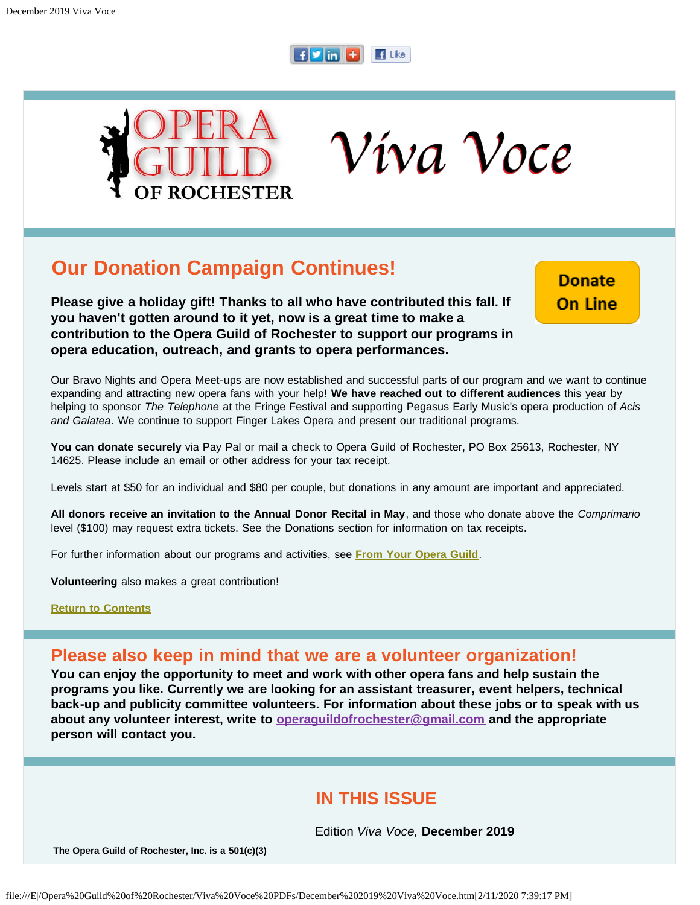OPERA GUILD OF ROCHESTER

# Viva Voce

## Our Donation Campaign Continues!

**Please give a holiday gift! Thanks to all who have contributed this fall. If you haven't gotten around to it yet, now is a great time to make a contribution to the Opera Guild of Rochester to support our programs in opera education, outreach, and grants to opera performances.**

Donate On Line

Our Bravo Nights and Opera Meet-ups are now established and successful parts of our program and we want to continue expanding and attracting new opera fans with your help! **We have reached out to different audiences** this year by helping to sponsor *The Telephone* at the Fringe Festival and supporting Pegasus Early Music's opera production of *Acis and Galatea*. We continue to support Finger Lakes Opera and present our traditional programs.

**You can donate securely** via Pay Pal or mail a check to Opera Guild of Rochester, PO Box 25613, Rochester, NY 14625. Please include an email or other address for your tax receipt.

Levels start at $50 for an individual and $80 per couple, but donations in any amount are important and appreciated.

**All donors receive an invitation to the Annual Donor Recital in May**, and those who donate above the *Comprimario* level ($100) may request extra tickets. See the Donations section for information on tax receipts.

For further information about our programs and activities, see **From Your Opera Guild**.

**Volunteering** also makes a great contribution!

**Return to Contents**

## Please also keep in mind that we are a volunteer organization!

**You can enjoy the opportunity to meet and work with other opera fans and help sustain the programs you like. Currently we are looking for an assistant treasurer, event helpers, technical back-up and publicity committee volunteers. For information about these jobs or to speak with us about any volunteer interest, write to operaguildofrochester@gmail.com and the appropriate person will contact you.**

## IN THIS ISSUE

Edition *Viva Voce,* **December 2019**

**The Opera Guild of Rochester, Inc. is a 501(c)(3)**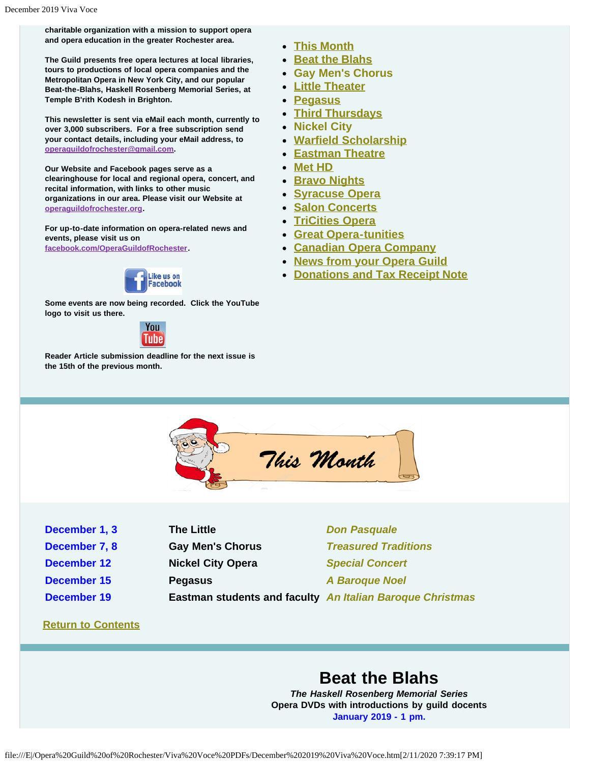charitable organization with a mission to support opera and opera education in the greater Rochester area.

The Guild presents free opera lectures at local libraries, tours to productions of local opera companies and the Metropolitan Opera in New York City, and our popular Beat-the-Blahs, Haskell Rosenberg Memorial Series, at Temple B'rith Kodesh in Brighton.

This newsletter is sent via eMail each month, currently to over 3,000 subscribers. For a free subscription send your contact details, including your eMail address, to operaguildofrochester@gmail.com.

Our Website and Facebook pages serve as a clearinghouse for local and regional opera, concert, and recital information, with links to other music organizations in our area. Please visit our Website at operaguildofrochester.org.

For up-to-date information on opera-related news and events, please visit us on facebook.com/OperaGuildofRochester.

Some events are now being recorded. Click the YouTube logo to visit us there.

Reader Article submission deadline for the next issue is the 15th of the previous month.

- This Month
- Beat the Blahs
- Gay Men's Chorus
- Little Theater
- Pegasus
- Third Thursdays
- Nickel City
- Warfield Scholarship
- Eastman Theatre
- Met HD
- Bravo Nights
- Syracuse Opera
- Salon Concerts
- TriCities Opera
- Great Opera-tunities
- Canadian Opera Company
- News from your Opera Guild
- Donations and Tax Receipt Note

## This Month

| | | |
|---|---|---|
| December 1, 3 | The Little | *Don Pasquale* |
| December 7, 8 | Gay Men's Chorus | *Treasured Traditions* |
| December 12 | Nickel City Opera | *Special Concert* |
| December 15 | Pegasus | *A Baroque Noel* |
| December 19 | Eastman students and faculty | *An Italian Baroque Christmas* |

Return to Contents

# Beat the Blahs

***The Haskell Rosenberg Memorial Series***

**Opera DVDs with introductions by guild docents**

**January 2019 - 1 pm.**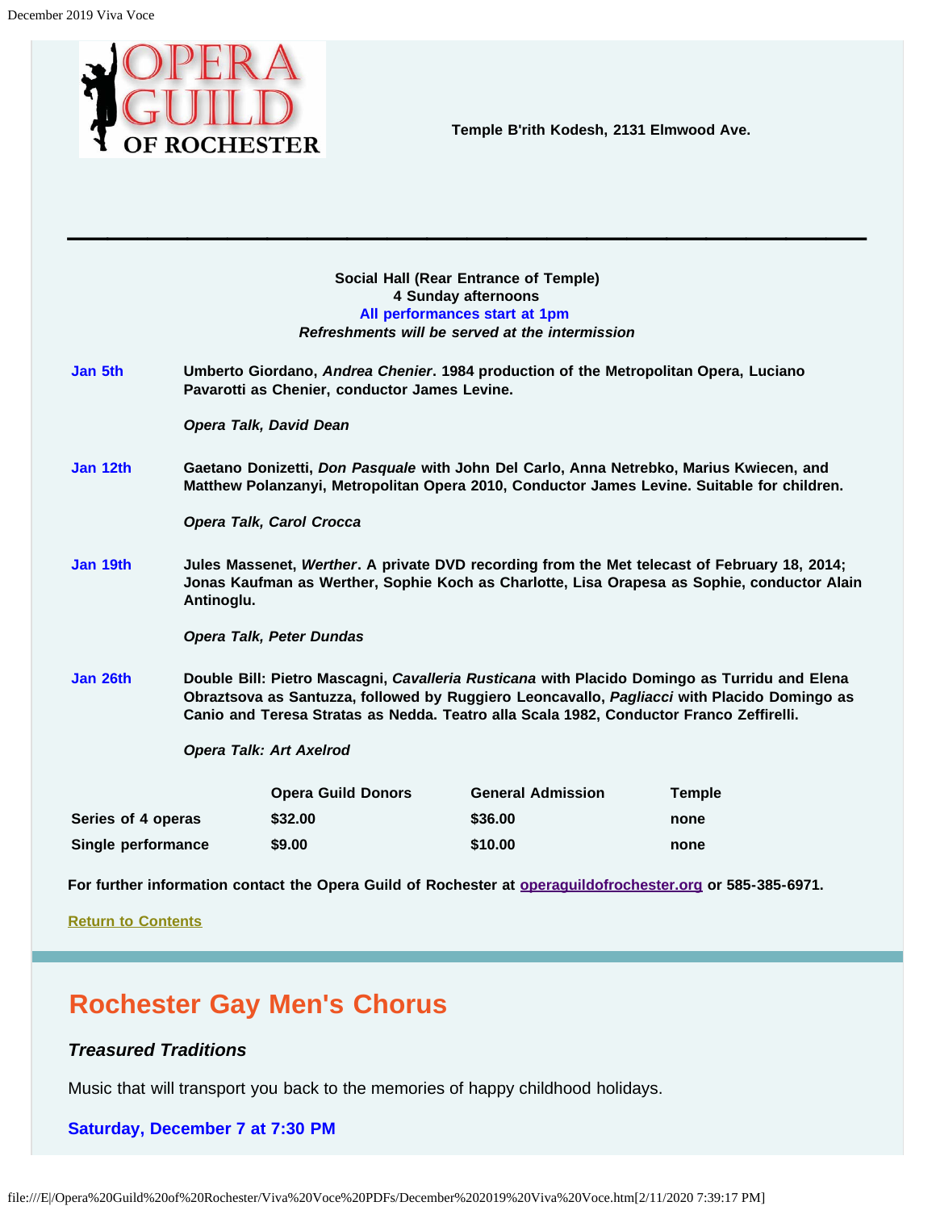OPERA GUILD OF ROCHESTER

**Temple B'rith Kodesh, 2131 Elmwood Ave.**

---

**Social Hall (Rear Entrance of Temple)**
**4 Sunday afternoons**
**All performances start at 1pm**
***Refreshments will be served at the intermission***

**Jan 5th** — **Umberto Giordano, *Andrea Chenier*. 1984 production of the Metropolitan Opera, Luciano Pavarotti as Chenier, conductor James Levine.**

***Opera Talk, David Dean***

**Jan 12th** — **Gaetano Donizetti, *Don Pasquale* with John Del Carlo, Anna Netrebko, Marius Kwiecen, and Matthew Polanzanyi, Metropolitan Opera 2010, Conductor James Levine. Suitable for children.**

***Opera Talk, Carol Crocca***

**Jan 19th** — **Jules Massenet, *Werther*. A private DVD recording from the Met telecast of February 18, 2014; Jonas Kaufman as Werther, Sophie Koch as Charlotte, Lisa Orapesa as Sophie, conductor Alain Antinoglu.**

***Opera Talk, Peter Dundas***

**Jan 26th** — **Double Bill: Pietro Mascagni, *Cavalleria Rusticana* with Placido Domingo as Turridu and Elena Obraztsova as Santuzza, followed by Ruggiero Leoncavallo, *Pagliacci* with Placido Domingo as Canio and Teresa Stratas as Nedda. Teatro alla Scala 1982, Conductor Franco Zeffirelli.**

***Opera Talk: Art Axelrod***

| | Opera Guild Donors | General Admission | Temple |
|---|---|---|---|
| Series of 4 operas | $32.00 | $36.00 | none |
| Single performance | $9.00 | $10.00 | none |

**For further information contact the Opera Guild of Rochester at operaguildofrochester.org or 585-385-6971.**

**Return to Contents**

## Rochester Gay Men's Chorus

### *Treasured Traditions*

Music that will transport you back to the memories of happy childhood holidays.

**Saturday, December 7 at 7:30 PM**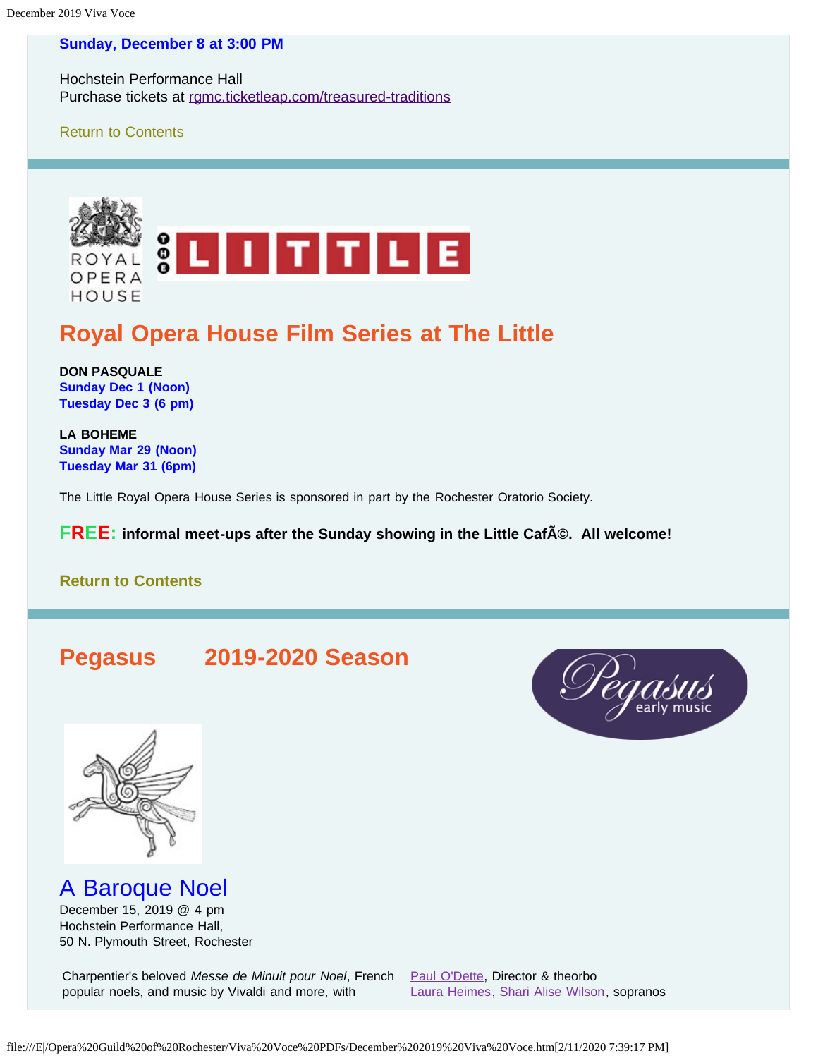**Sunday, December 8 at 3:00 PM**

Hochstein Performance Hall
Purchase tickets at rgmc.ticketleap.com/treasured-traditions

Return to Contents

## Royal Opera House Film Series at The Little

**DON PASQUALE**
**Sunday Dec 1 (Noon)**
**Tuesday Dec 3 (6 pm)**

**LA BOHEME**
**Sunday Mar 29 (Noon)**
**Tuesday Mar 31 (6pm)**

The Little Royal Opera House Series is sponsored in part by the Rochester Oratorio Society.

**FREE: informal meet-ups after the Sunday showing in the Little CafÃ©. All welcome!**

**Return to Contents**

## Pegasus 2019-2020 Season

### A Baroque Noel

December 15, 2019 @ 4 pm
Hochstein Performance Hall,
50 N. Plymouth Street, Rochester

Charpentier's beloved *Messe de Minuit pour Noel*, French popular noels, and music by Vivaldi and more, with

Paul O'Dette, Director & theorbo
Laura Heimes, Shari Alise Wilson, sopranos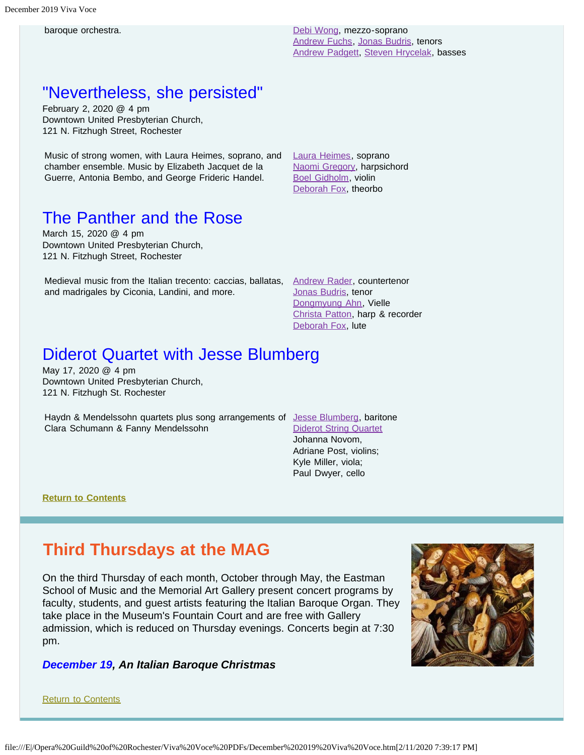baroque orchestra.

Debi Wong, mezzo-soprano
Andrew Fuchs, Jonas Budris, tenors
Andrew Padgett, Steven Hrycelak, basses

## "Nevertheless, she persisted"

February 2, 2020 @ 4 pm
Downtown United Presbyterian Church,
121 N. Fitzhugh Street, Rochester

Music of strong women, with Laura Heimes, soprano, and chamber ensemble. Music by Elizabeth Jacquet de la Guerre, Antonia Bembo, and George Frideric Handel.

Laura Heimes, soprano
Naomi Gregory, harpsichord
Boel Gidholm, violin
Deborah Fox, theorbo

## The Panther and the Rose

March 15, 2020 @ 4 pm
Downtown United Presbyterian Church,
121 N. Fitzhugh Street, Rochester

Medieval music from the Italian trecento: caccias, ballatas, and madrigales by Ciconia, Landini, and more.

Andrew Rader, countertenor
Jonas Budris, tenor
Dongmyung Ahn, Vielle
Christa Patton, harp & recorder
Deborah Fox, lute

## Diderot Quartet with Jesse Blumberg

May 17, 2020 @ 4 pm
Downtown United Presbyterian Church,
121 N. Fitzhugh St. Rochester

Haydn & Mendelssohn quartets plus song arrangements of Clara Schumann & Fanny Mendelssohn

Jesse Blumberg, baritone
Diderot String Quartet
Johanna Novom,
Adriane Post, violins;
Kyle Miller, viola;
Paul Dwyer, cello

**Return to Contents**

## Third Thursdays at the MAG

On the third Thursday of each month, October through May, the Eastman School of Music and the Memorial Art Gallery present concert programs by faculty, students, and guest artists featuring the Italian Baroque Organ. They take place in the Museum's Fountain Court and are free with Gallery admission, which is reduced on Thursday evenings. Concerts begin at 7:30 pm.

***December 19, An Italian Baroque Christmas***

Return to Contents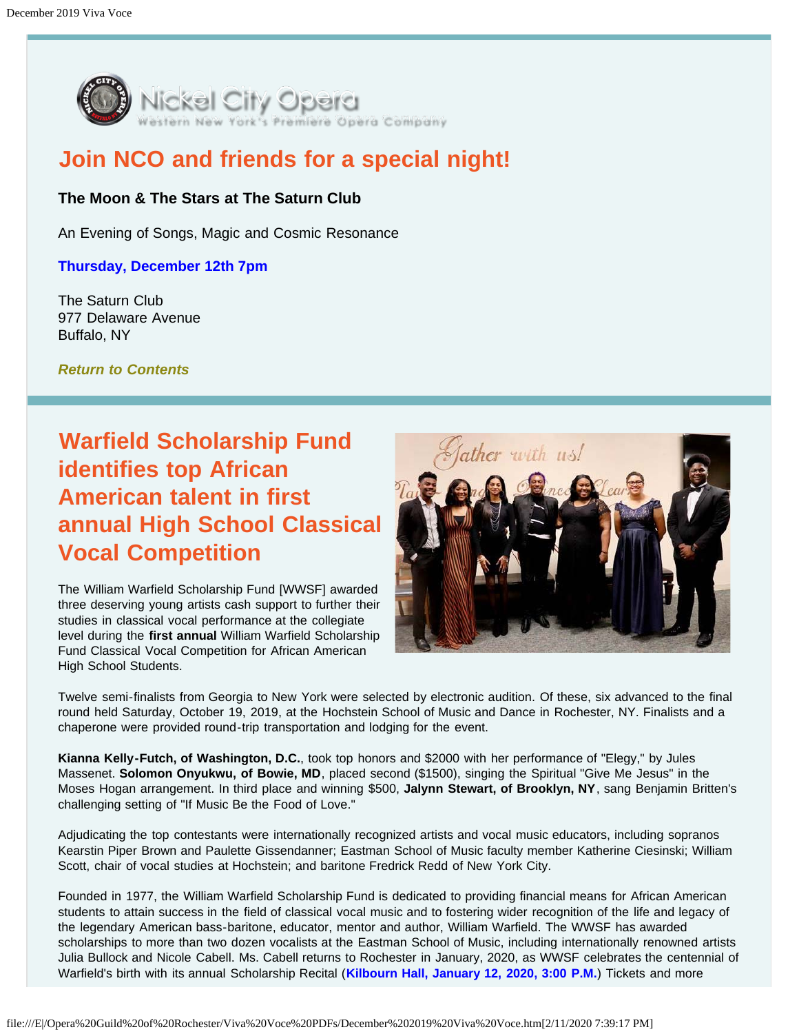Nickel City Opera
Western New York's Premiere Opera Company

## Join NCO and friends for a special night!

**The Moon & The Stars at The Saturn Club**

An Evening of Songs, Magic and Cosmic Resonance

**Thursday, December 12th 7pm**

The Saturn Club
977 Delaware Avenue
Buffalo, NY

***Return to Contents***

## Warfield Scholarship Fund identifies top African American talent in first annual High School Classical Vocal Competition

The William Warfield Scholarship Fund [WWSF] awarded three deserving young artists cash support to further their studies in classical vocal performance at the collegiate level during the **first annual** William Warfield Scholarship Fund Classical Vocal Competition for African American High School Students.

Twelve semi-finalists from Georgia to New York were selected by electronic audition. Of these, six advanced to the final round held Saturday, October 19, 2019, at the Hochstein School of Music and Dance in Rochester, NY. Finalists and a chaperone were provided round-trip transportation and lodging for the event.

**Kianna Kelly-Futch, of Washington, D.C.**, took top honors and $2000 with her performance of "Elegy," by Jules Massenet. **Solomon Onyukwu, of Bowie, MD**, placed second ($1500), singing the Spiritual "Give Me Jesus" in the Moses Hogan arrangement. In third place and winning $500, **Jalynn Stewart, of Brooklyn, NY**, sang Benjamin Britten's challenging setting of "If Music Be the Food of Love."

Adjudicating the top contestants were internationally recognized artists and vocal music educators, including sopranos Kearstin Piper Brown and Paulette Gissendanner; Eastman School of Music faculty member Katherine Ciesinski; William Scott, chair of vocal studies at Hochstein; and baritone Fredrick Redd of New York City.

Founded in 1977, the William Warfield Scholarship Fund is dedicated to providing financial means for African American students to attain success in the field of classical vocal music and to fostering wider recognition of the life and legacy of the legendary American bass-baritone, educator, mentor and author, William Warfield. The WWSF has awarded scholarships to more than two dozen vocalists at the Eastman School of Music, including internationally renowned artists Julia Bullock and Nicole Cabell. Ms. Cabell returns to Rochester in January, 2020, as WWSF celebrates the centennial of Warfield's birth with its annual Scholarship Recital (**Kilbourn Hall, January 12, 2020, 3:00 P.M.**) Tickets and more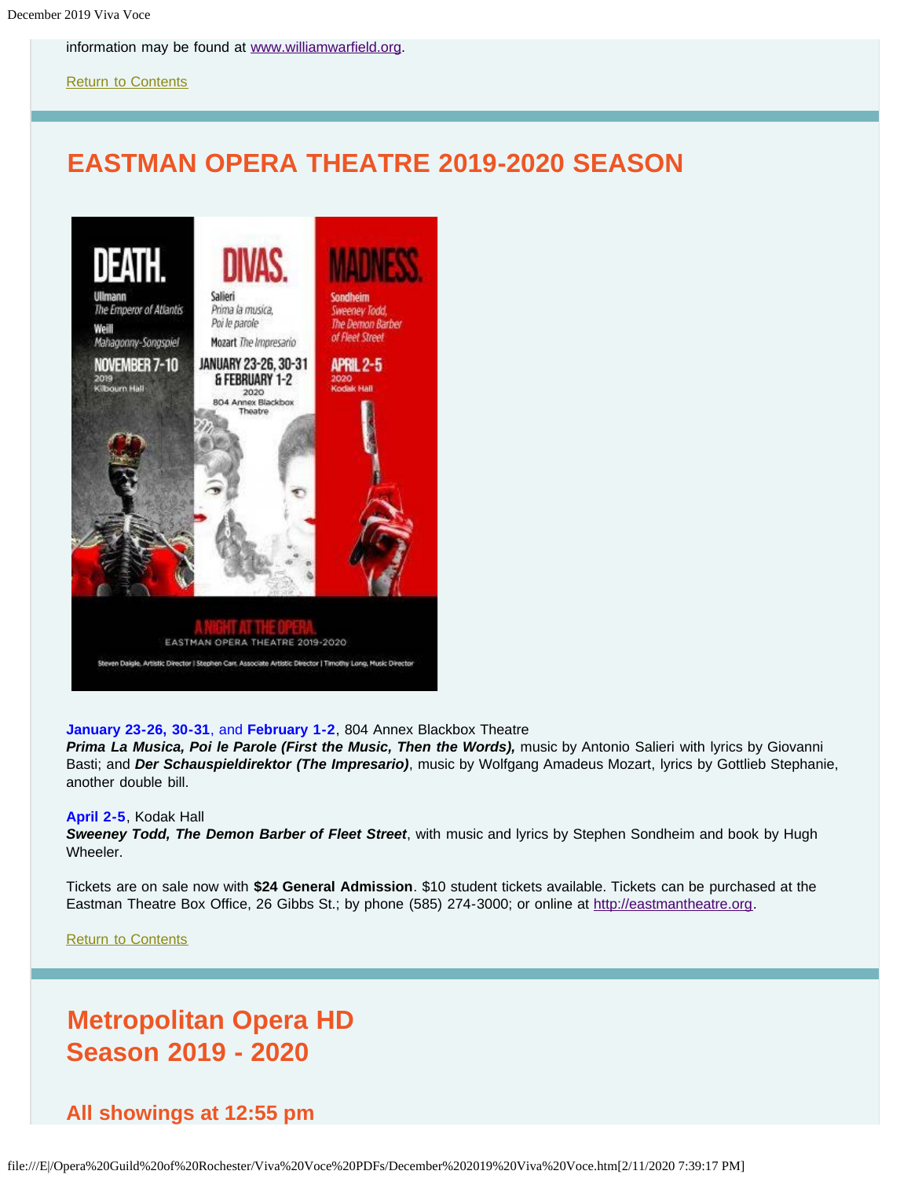information may be found at www.williamwarfield.org.

Return to Contents

## EASTMAN OPERA THEATRE 2019-2020 SEASON

**January 23-26, 30-31**, and **February 1-2**, 804 Annex Blackbox Theatre
***Prima La Musica, Poi le Parole (First the Music, Then the Words),*** music by Antonio Salieri with lyrics by Giovanni Basti; and ***Der Schauspieldirektor (The Impresario)***, music by Wolfgang Amadeus Mozart, lyrics by Gottlieb Stephanie, another double bill.

**April 2-5**, Kodak Hall
***Sweeney Todd, The Demon Barber of Fleet Street***, with music and lyrics by Stephen Sondheim and book by Hugh Wheeler.

Tickets are on sale now with **$24 General Admission**. $10 student tickets available. Tickets can be purchased at the Eastman Theatre Box Office, 26 Gibbs St.; by phone (585) 274-3000; or online at http://eastmantheatre.org.

Return to Contents

## Metropolitan Opera HD Season 2019 - 2020

### All showings at 12:55 pm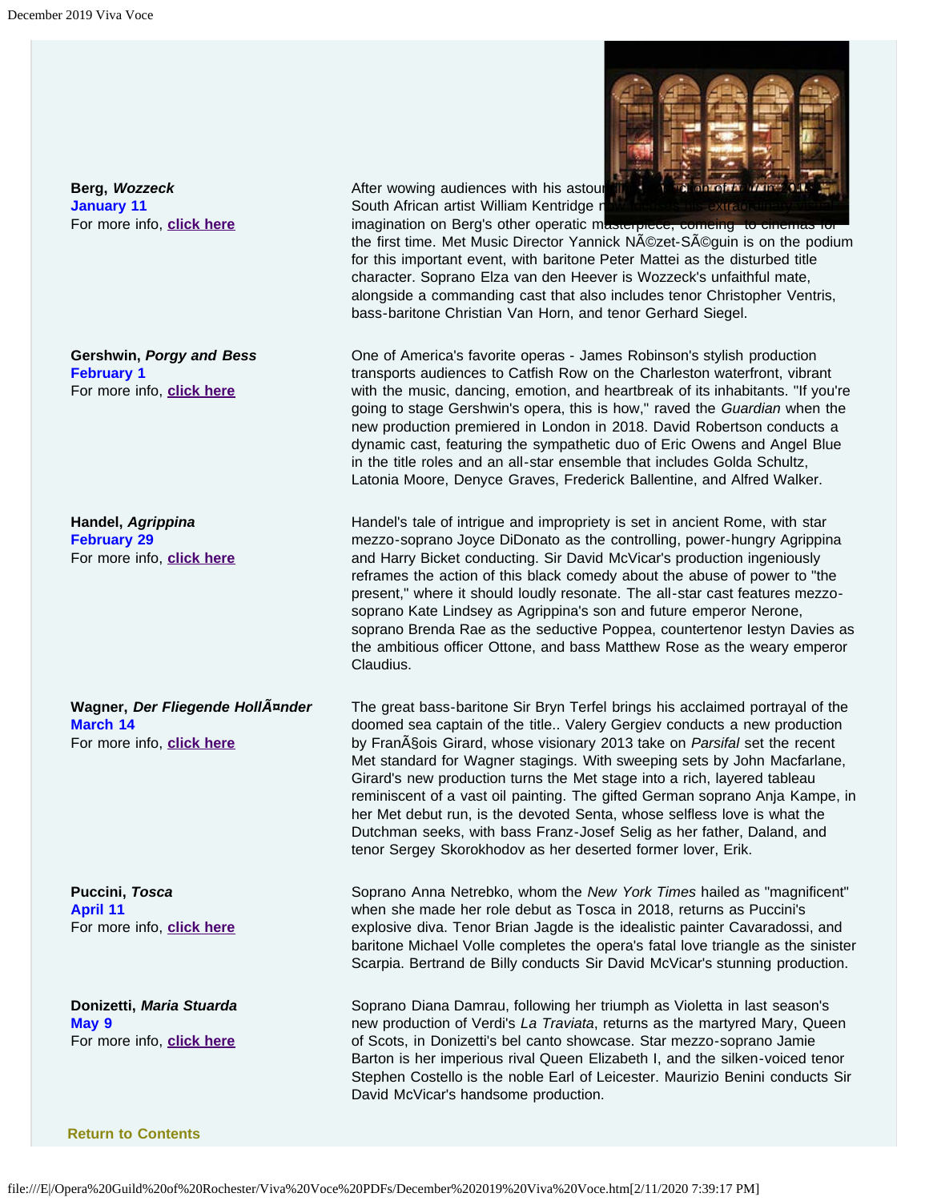**Berg, *Wozzeck***
**January 11**
For more info, **click here**

After wowing audiences with his astounding production of *Lulu* in 2015, South African artist William Kentridge now brings his extraordinary visual imagination on Berg's other operatic masterpiece, comeing to cinemas for the first time. Met Music Director Yannick NÃ©zet-SÃ©guin is on the podium for this important event, with baritone Peter Mattei as the disturbed title character. Soprano Elza van den Heever is Wozzeck's unfaithful mate, alongside a commanding cast that also includes tenor Christopher Ventris, bass-baritone Christian Van Horn, and tenor Gerhard Siegel.

**Gershwin, *Porgy and Bess***
**February 1**
For more info, **click here**

One of America's favorite operas - James Robinson's stylish production transports audiences to Catfish Row on the Charleston waterfront, vibrant with the music, dancing, emotion, and heartbreak of its inhabitants. "If you're going to stage Gershwin's opera, this is how," raved the *Guardian* when the new production premiered in London in 2018. David Robertson conducts a dynamic cast, featuring the sympathetic duo of Eric Owens and Angel Blue in the title roles and an all-star ensemble that includes Golda Schultz, Latonia Moore, Denyce Graves, Frederick Ballentine, and Alfred Walker.

**Handel, *Agrippina***
**February 29**
For more info, **click here**

Handel's tale of intrigue and impropriety is set in ancient Rome, with star mezzo-soprano Joyce DiDonato as the controlling, power-hungry Agrippina and Harry Bicket conducting. Sir David McVicar's production ingeniously reframes the action of this black comedy about the abuse of power to "the present," where it should loudly resonate. The all-star cast features mezzo-soprano Kate Lindsey as Agrippina's son and future emperor Nerone, soprano Brenda Rae as the seductive Poppea, countertenor Iestyn Davies as the ambitious officer Ottone, and bass Matthew Rose as the weary emperor Claudius.

**Wagner, *Der Fliegende HollÃ¤nder***
**March 14**
For more info, **click here**

The great bass-baritone Sir Bryn Terfel brings his acclaimed portrayal of the doomed sea captain of the title.. Valery Gergiev conducts a new production by FranÃ§ois Girard, whose visionary 2013 take on *Parsifal* set the recent Met standard for Wagner stagings. With sweeping sets by John Macfarlane, Girard's new production turns the Met stage into a rich, layered tableau reminiscent of a vast oil painting. The gifted German soprano Anja Kampe, in her Met debut run, is the devoted Senta, whose selfless love is what the Dutchman seeks, with bass Franz-Josef Selig as her father, Daland, and tenor Sergey Skorokhodov as her deserted former lover, Erik.

**Puccini, *Tosca***
**April 11**
For more info, **click here**

Soprano Anna Netrebko, whom the *New York Times* hailed as "magnificent" when she made her role debut as Tosca in 2018, returns as Puccini's explosive diva. Tenor Brian Jagde is the idealistic painter Cavaradossi, and baritone Michael Volle completes the opera's fatal love triangle as the sinister Scarpia. Bertrand de Billy conducts Sir David McVicar's stunning production.

**Donizetti, *Maria Stuarda***
**May 9**
For more info, **click here**

Soprano Diana Damrau, following her triumph as Violetta in last season's new production of Verdi's *La Traviata*, returns as the martyred Mary, Queen of Scots, in Donizetti's bel canto showcase. Star mezzo-soprano Jamie Barton is her imperious rival Queen Elizabeth I, and the silken-voiced tenor Stephen Costello is the noble Earl of Leicester. Maurizio Benini conducts Sir David McVicar's handsome production.

**Return to Contents**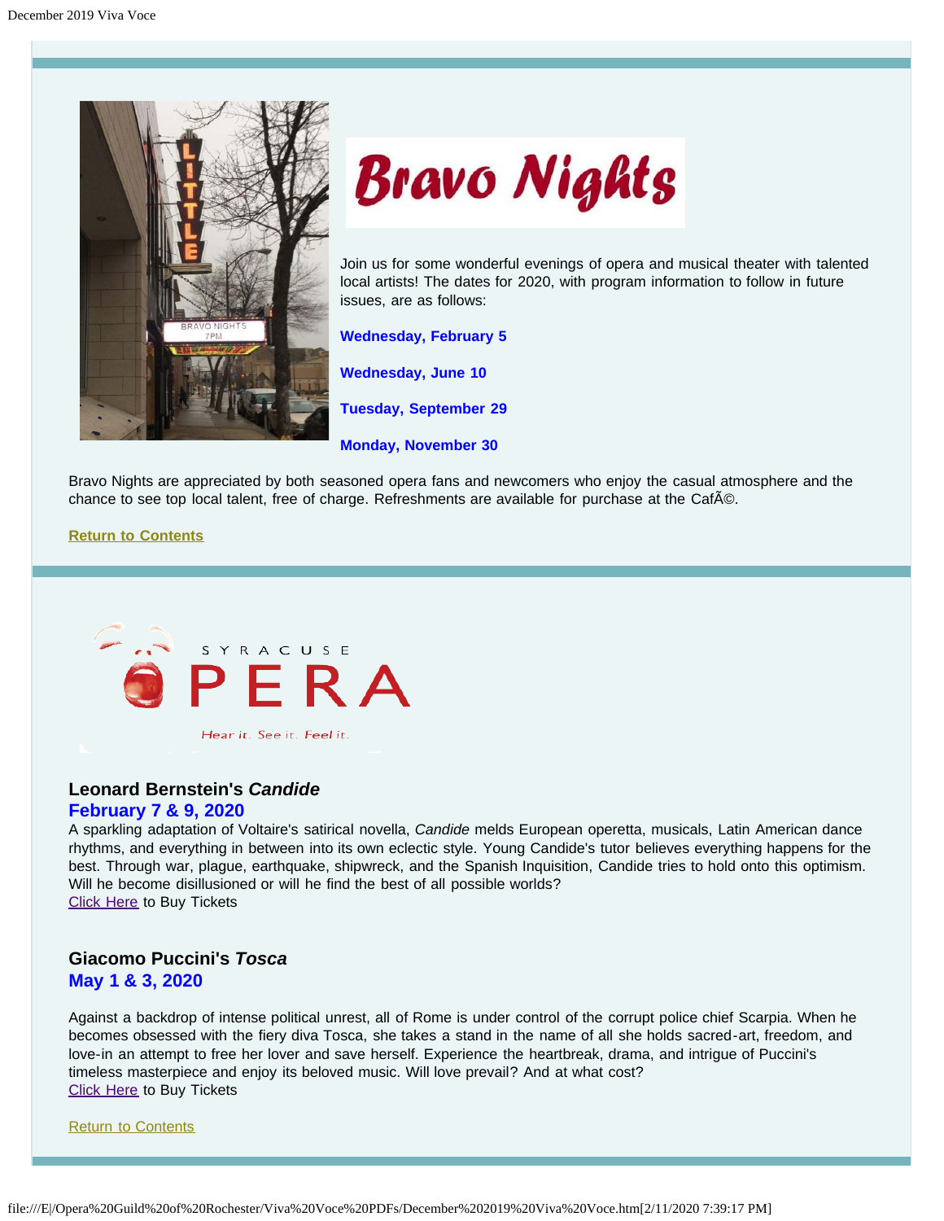## Bravo Nights

Join us for some wonderful evenings of opera and musical theater with talented local artists! The dates for 2020, with program information to follow in future issues, are as follows:

**Wednesday, February 5**

**Wednesday, June 10**

**Tuesday, September 29**

**Monday, November 30**

Bravo Nights are appreciated by both seasoned opera fans and newcomers who enjoy the casual atmosphere and the chance to see top local talent, free of charge. Refreshments are available for purchase at the CafÃ©.

**Return to Contents**

## SYRACUSE OPERA

Hear it. See it. Feel it.

### Leonard Bernstein's *Candide*

### February 7 & 9, 2020

A sparkling adaptation of Voltaire's satirical novella, *Candide* melds European operetta, musicals, Latin American dance rhythms, and everything in between into its own eclectic style. Young Candide's tutor believes everything happens for the best. Through war, plague, earthquake, shipwreck, and the Spanish Inquisition, Candide tries to hold onto this optimism. Will he become disillusioned or will he find the best of all possible worlds?
Click Here to Buy Tickets

### Giacomo Puccini's *Tosca*

### May 1 & 3, 2020

Against a backdrop of intense political unrest, all of Rome is under control of the corrupt police chief Scarpia. When he becomes obsessed with the fiery diva Tosca, she takes a stand in the name of all she holds sacred-art, freedom, and love-in an attempt to free her lover and save herself. Experience the heartbreak, drama, and intrigue of Puccini's timeless masterpiece and enjoy its beloved music. Will love prevail? And at what cost?
Click Here to Buy Tickets

Return to Contents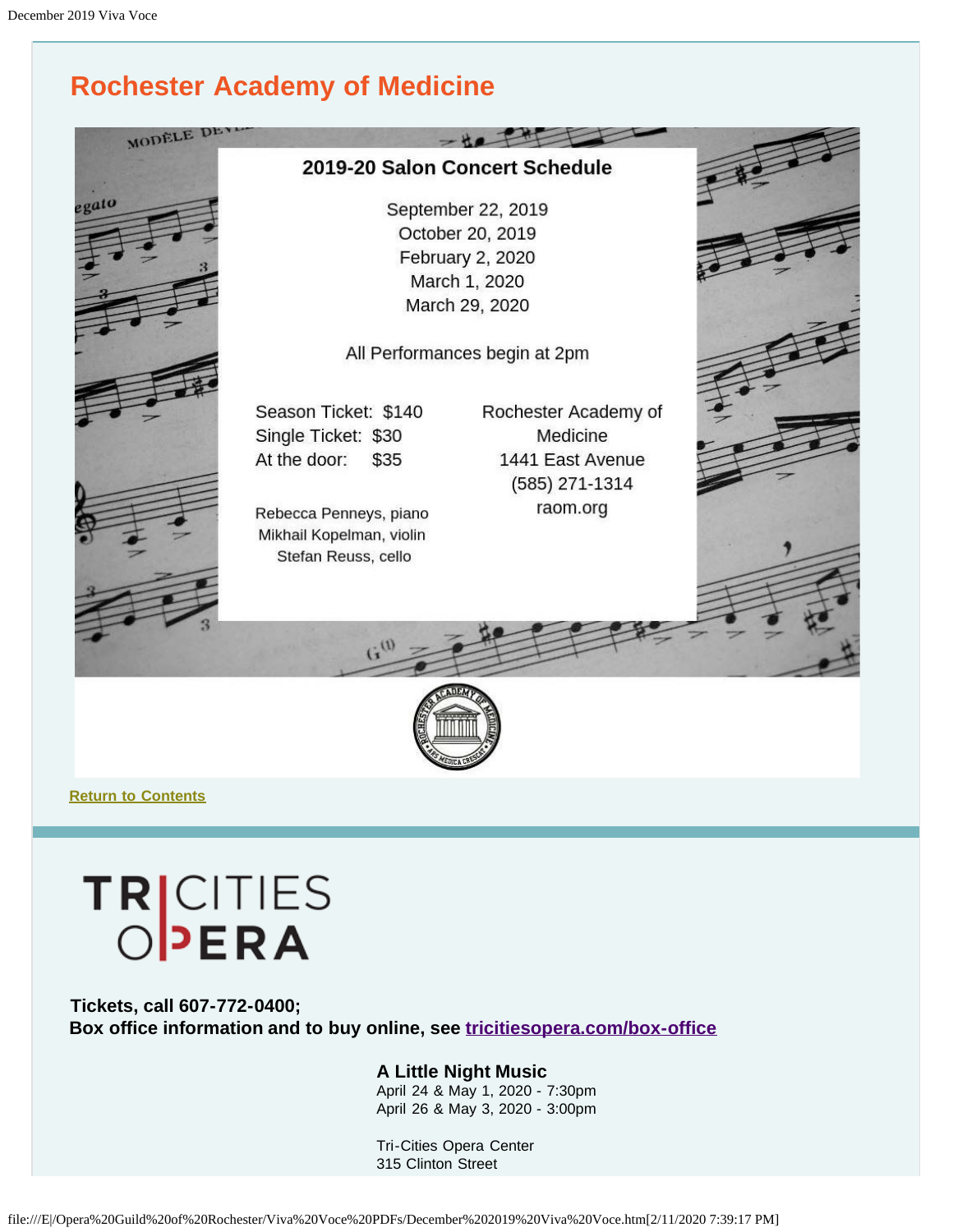## Rochester Academy of Medicine

**2019-20 Salon Concert Schedule**

September 22, 2019
October 20, 2019
February 2, 2020
March 1, 2020
March 29, 2020

All Performances begin at 2pm

Season Ticket: $140
Single Ticket: $30
At the door: $35

Rebecca Penneys, piano
Mikhail Kopelman, violin
Stefan Reuss, cello

Rochester Academy of Medicine
1441 East Avenue
(585) 271-1314
raom.org

**Return to Contents**

TRICITIES OPERA

**Tickets, call 607-772-0400;**
**Box office information and to buy online, see tricitiesopera.com/box-office**

**A Little Night Music**
April 24 & May 1, 2020 - 7:30pm
April 26 & May 3, 2020 - 3:00pm

Tri-Cities Opera Center
315 Clinton Street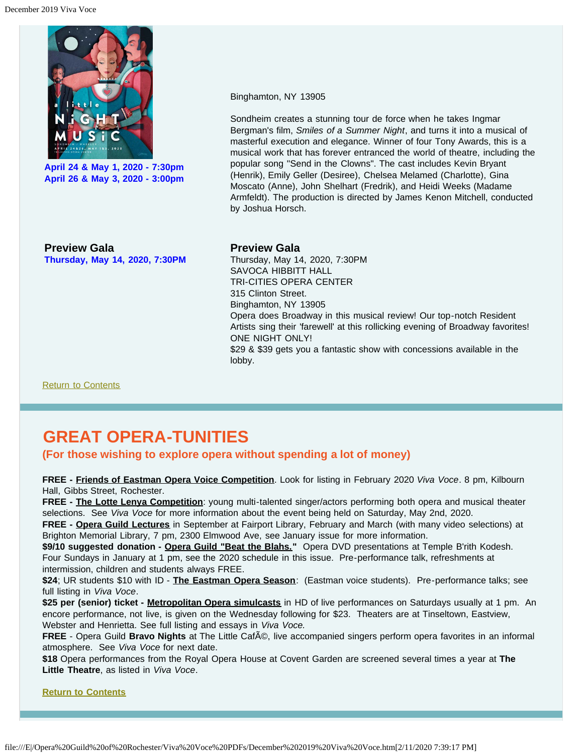April 24 & May 1, 2020 - 7:30pm
April 26 & May 3, 2020 - 3:00pm

Binghamton, NY 13905

Sondheim creates a stunning tour de force when he takes Ingmar Bergman's film, *Smiles of a Summer Night*, and turns it into a musical of masterful execution and elegance. Winner of four Tony Awards, this is a musical work that has forever entranced the world of theatre, including the popular song "Send in the Clowns". The cast includes Kevin Bryant (Henrik), Emily Geller (Desiree), Chelsea Melamed (Charlotte), Gina Moscato (Anne), John Shelhart (Fredrik), and Heidi Weeks (Madame Armfeldt). The production is directed by James Kenon Mitchell, conducted by Joshua Horsch.

**Preview Gala**
**Thursday, May 14, 2020, 7:30PM**

**Preview Gala**
Thursday, May 14, 2020, 7:30PM
SAVOCA HIBBITT HALL
TRI-CITIES OPERA CENTER
315 Clinton Street.
Binghamton, NY 13905
Opera does Broadway in this musical review! Our top-notch Resident Artists sing their 'farewell' at this rollicking evening of Broadway favorites! ONE NIGHT ONLY!
$29 & $39 gets you a fantastic show with concessions available in the lobby.

Return to Contents

## GREAT OPERA-TUNITIES

### (For those wishing to explore opera without spending a lot of money)

**FREE - Friends of Eastman Opera Voice Competition**. Look for listing in February 2020 *Viva Voce*. 8 pm, Kilbourn Hall, Gibbs Street, Rochester.
**FREE - The Lotte Lenya Competition**: young multi-talented singer/actors performing both opera and musical theater selections. See *Viva Voce* for more information about the event being held on Saturday, May 2nd, 2020.
**FREE - Opera Guild Lectures** in September at Fairport Library, February and March (with many video selections) at Brighton Memorial Library, 7 pm, 2300 Elmwood Ave, see January issue for more information.
**$9/10 suggested donation - Opera Guild "Beat the Blahs."** Opera DVD presentations at Temple B'rith Kodesh. Four Sundays in January at 1 pm, see the 2020 schedule in this issue. Pre-performance talk, refreshments at intermission, children and students always FREE.
**$24**; UR students $10 with ID - **The Eastman Opera Season**: (Eastman voice students). Pre-performance talks; see full listing in *Viva Voce*.
**$25 per (senior) ticket - Metropolitan Opera simulcasts** in HD of live performances on Saturdays usually at 1 pm. An encore performance, not live, is given on the Wednesday following for $23. Theaters are at Tinseltown, Eastview, Webster and Henrietta. See full listing and essays in *Viva Voce.*
**FREE** - Opera Guild **Bravo Nights** at The Little CafÃ©, live accompanied singers perform opera favorites in an informal atmosphere. See *Viva Voce* for next date.
**$18** Opera performances from the Royal Opera House at Covent Garden are screened several times a year at **The Little Theatre**, as listed in *Viva Voce*.

**Return to Contents**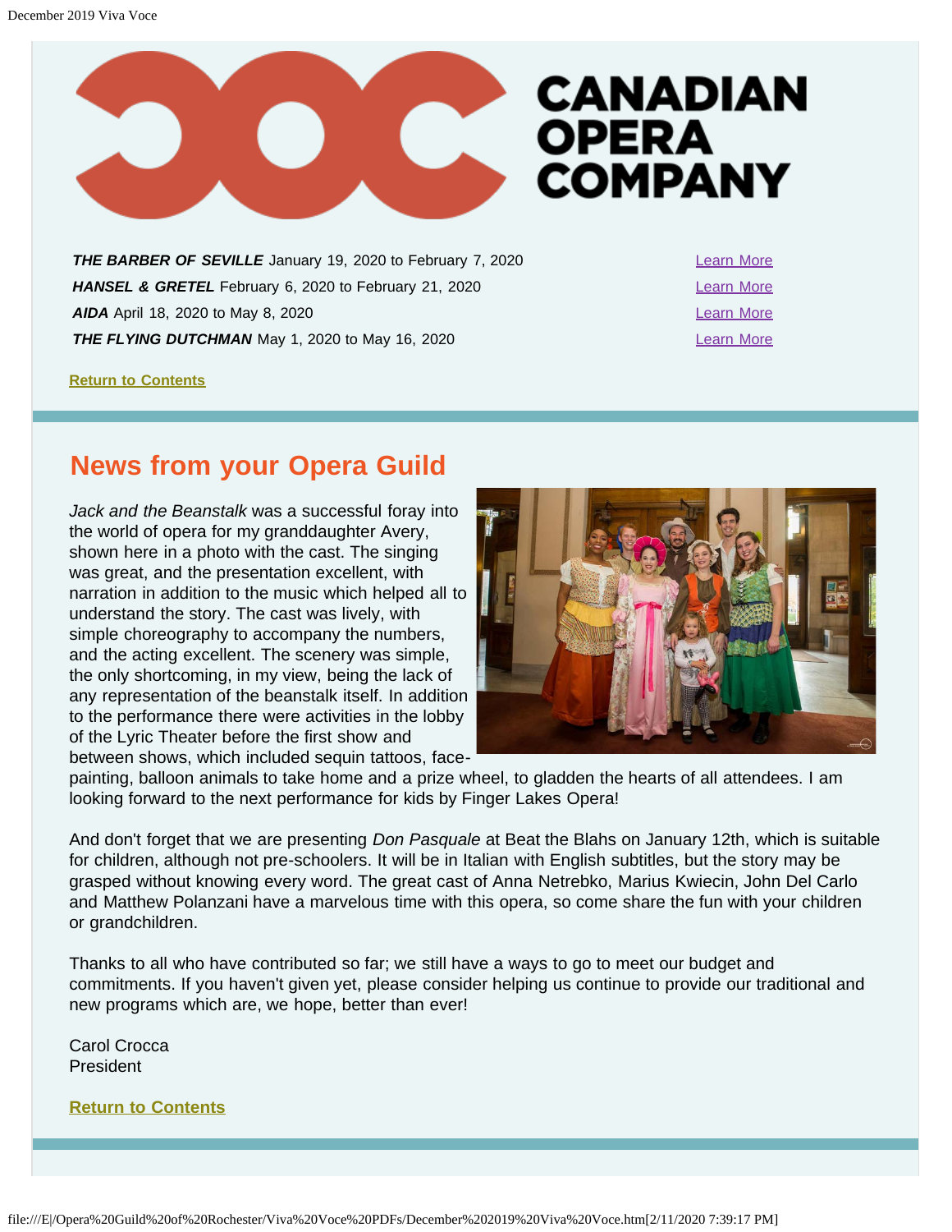CANADIAN OPERA COMPANY

| | |
|---|---|
| ***THE BARBER OF SEVILLE*** January 19, 2020 to February 7, 2020 | Learn More |
| ***HANSEL & GRETEL*** February 6, 2020 to February 21, 2020 | Learn More |
| ***AIDA*** April 18, 2020 to May 8, 2020 | Learn More |
| ***THE FLYING DUTCHMAN*** May 1, 2020 to May 16, 2020 | Learn More |

**Return to Contents**

## News from your Opera Guild

*Jack and the Beanstalk* was a successful foray into the world of opera for my granddaughter Avery, shown here in a photo with the cast. The singing was great, and the presentation excellent, with narration in addition to the music which helped all to understand the story. The cast was lively, with simple choreography to accompany the numbers, and the acting excellent. The scenery was simple, the only shortcoming, in my view, being the lack of any representation of the beanstalk itself. In addition to the performance there were activities in the lobby of the Lyric Theater before the first show and between shows, which included sequin tattoos, face-painting, balloon animals to take home and a prize wheel, to gladden the hearts of all attendees. I am looking forward to the next performance for kids by Finger Lakes Opera!

And don't forget that we are presenting *Don Pasquale* at Beat the Blahs on January 12th, which is suitable for children, although not pre-schoolers. It will be in Italian with English subtitles, but the story may be grasped without knowing every word. The great cast of Anna Netrebko, Marius Kwiecin, John Del Carlo and Matthew Polanzani have a marvelous time with this opera, so come share the fun with your children or grandchildren.

Thanks to all who have contributed so far; we still have a ways to go to meet our budget and commitments. If you haven't given yet, please consider helping us continue to provide our traditional and new programs which are, we hope, better than ever!

Carol Crocca
President

**Return to Contents**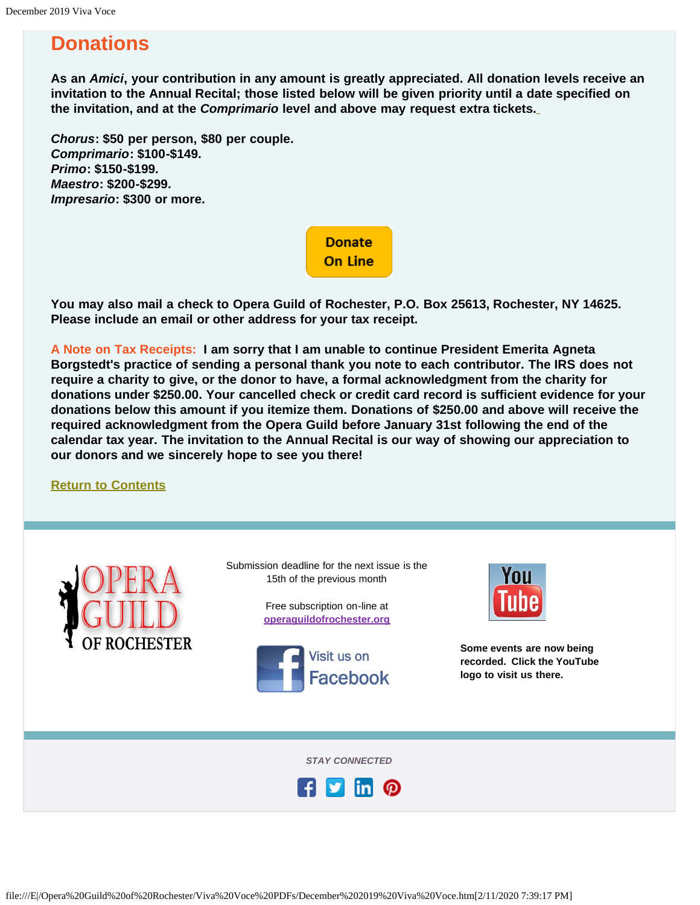# Donations

**As an *Amici*, your contribution in any amount is greatly appreciated. All donation levels receive an invitation to the Annual Recital; those listed below will be given priority until a date specified on the invitation, and at the *Comprimario* level and above may request extra tickets.**

***Chorus*: $50 per person, $80 per couple.**
***Comprimario*: $100-$149.**
***Primo*: $150-$199.**
***Maestro*: $200-$299.**
***Impresario*: $300 or more.**

Donate On Line

**You may also mail a check to Opera Guild of Rochester, P.O. Box 25613, Rochester, NY 14625. Please include an email or other address for your tax receipt.**

A Note on Tax Receipts: **I am sorry that I am unable to continue President Emerita Agneta Borgstedt's practice of sending a personal thank you note to each contributor. The IRS does not require a charity to give, or the donor to have, a formal acknowledgment from the charity for donations under $250.00. Your cancelled check or credit card record is sufficient evidence for your donations below this amount if you itemize them. Donations of $250.00 and above will receive the required acknowledgment from the Opera Guild before January 31st following the end of the calendar tax year. The invitation to the Annual Recital is our way of showing our appreciation to our donors and we sincerely hope to see you there!**

Return to Contents

OPERA GUILD OF ROCHESTER

Submission deadline for the next issue is the 15th of the previous month

Free subscription on-line at operaguildofrochester.org

Visit us on Facebook

**Some events are now being recorded. Click the YouTube logo to visit us there.**

*STAY CONNECTED*